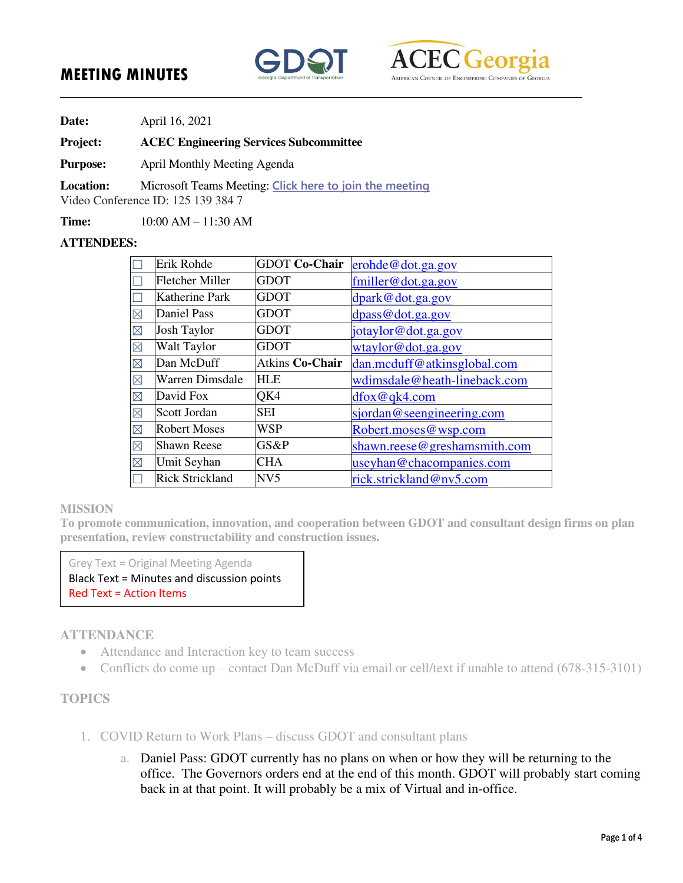# MEETING MINUTES

**Date:** April 16, 2021

**Project:** **ACEC Engineering Services Subcommittee**

**Purpose:** April Monthly Meeting Agenda

**Location:** Microsoft Teams Meeting: Click here to join the meeting
Video Conference ID: 125 139 384 7

**Time:** 10:00 AM – 11:30 AM

**ATTENDEES:**

| | | | |
|---|---|---|---|
| ☐ | Erik Rohde | GDOT **Co-Chair** | erohde@dot.ga.gov |
| ☐ | Fletcher Miller | GDOT | fmiller@dot.ga.gov |
| ☐ | Katherine Park | GDOT | dpark@dot.ga.gov |
| ☒ | Daniel Pass | GDOT | dpass@dot.ga.gov |
| ☒ | Josh Taylor | GDOT | jotaylor@dot.ga.gov |
| ☒ | Walt Taylor | GDOT | wtaylor@dot.ga.gov |
| ☒ | Dan McDuff | Atkins **Co-Chair** | dan.mcduff@atkinsglobal.com |
| ☒ | Warren Dimsdale | HLE | wdimsdale@heath-lineback.com |
| ☒ | David Fox | QK4 | dfox@qk4.com |
| ☒ | Scott Jordan | SEI | sjordan@seengineering.com |
| ☒ | Robert Moses | WSP | Robert.moses@wsp.com |
| ☒ | Shawn Reese | GS&P | shawn.reese@greshamsmith.com |
| ☒ | Umit Seyhan | CHA | useyhan@chacompanies.com |
| ☐ | Rick Strickland | NV5 | rick.strickland@nv5.com |

## MISSION

**To promote communication, innovation, and cooperation between GDOT and consultant design firms on plan presentation, review constructability and construction issues.**

> Grey Text = Original Meeting Agenda
> Black Text = Minutes and discussion points
> Red Text = Action Items

## ATTENDANCE

- Attendance and Interaction key to team success
- Conflicts do come up – contact Dan McDuff via email or cell/text if unable to attend (678-315-3101)

## TOPICS

1. COVID Return to Work Plans – discuss GDOT and consultant plans
   a. Daniel Pass: GDOT currently has no plans on when or how they will be returning to the office. The Governors orders end at the end of this month. GDOT will probably start coming back in at that point. It will probably be a mix of Virtual and in-office.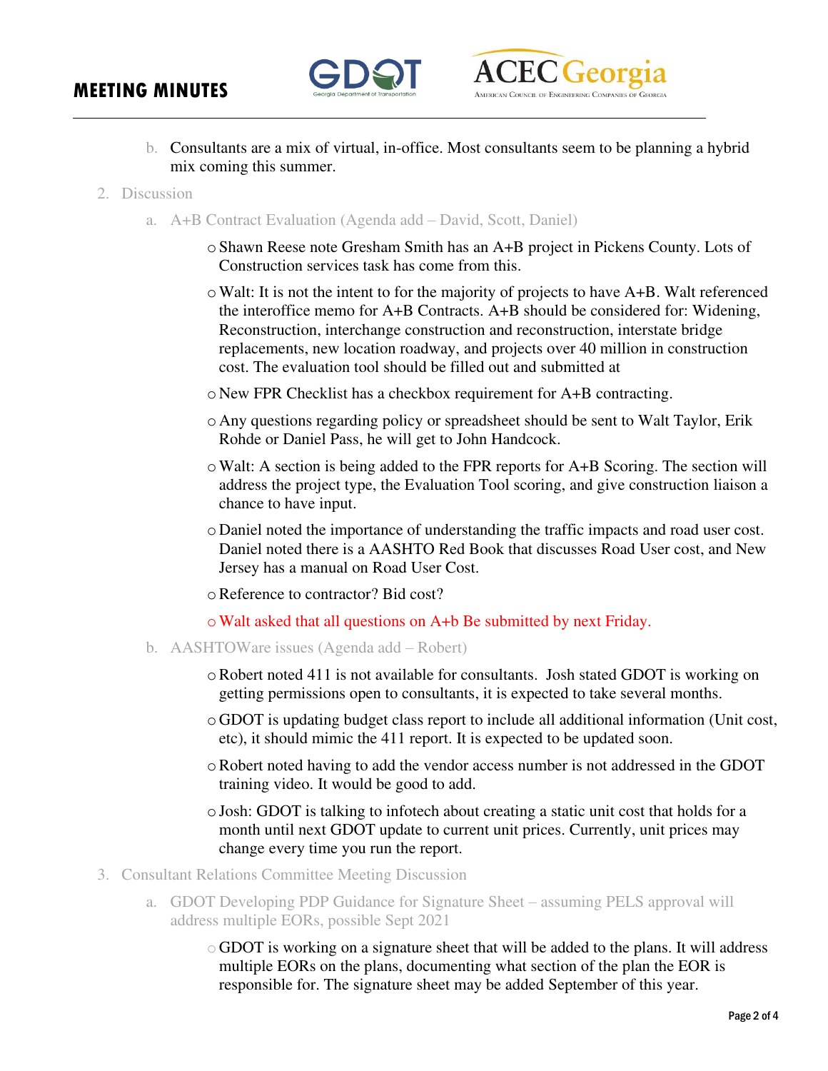b. Consultants are a mix of virtual, in-office. Most consultants seem to be planning a hybrid mix coming this summer.

2. Discussion

   a. A+B Contract Evaluation (Agenda add – David, Scott, Daniel)

      - Shawn Reese note Gresham Smith has an A+B project in Pickens County. Lots of Construction services task has come from this.
      - Walt: It is not the intent to for the majority of projects to have A+B. Walt referenced the interoffice memo for A+B Contracts. A+B should be considered for: Widening, Reconstruction, interchange construction and reconstruction, interstate bridge replacements, new location roadway, and projects over 40 million in construction cost. The evaluation tool should be filled out and submitted at
      - New FPR Checklist has a checkbox requirement for A+B contracting.
      - Any questions regarding policy or spreadsheet should be sent to Walt Taylor, Erik Rohde or Daniel Pass, he will get to John Handcock.
      - Walt: A section is being added to the FPR reports for A+B Scoring. The section will address the project type, the Evaluation Tool scoring, and give construction liaison a chance to have input.
      - Daniel noted the importance of understanding the traffic impacts and road user cost. Daniel noted there is a AASHTO Red Book that discusses Road User cost, and New Jersey has a manual on Road User Cost.
      - Reference to contractor? Bid cost?
      - Walt asked that all questions on A+b Be submitted by next Friday.

   b. AASHTOWare issues (Agenda add – Robert)

      - Robert noted 411 is not available for consultants. Josh stated GDOT is working on getting permissions open to consultants, it is expected to take several months.
      - GDOT is updating budget class report to include all additional information (Unit cost, etc), it should mimic the 411 report. It is expected to be updated soon.
      - Robert noted having to add the vendor access number is not addressed in the GDOT training video. It would be good to add.
      - Josh: GDOT is talking to infotech about creating a static unit cost that holds for a month until next GDOT update to current unit prices. Currently, unit prices may change every time you run the report.

3. Consultant Relations Committee Meeting Discussion

   a. GDOT Developing PDP Guidance for Signature Sheet – assuming PELS approval will address multiple EORs, possible Sept 2021

      - GDOT is working on a signature sheet that will be added to the plans. It will address multiple EORs on the plans, documenting what section of the plan the EOR is responsible for. The signature sheet may be added September of this year.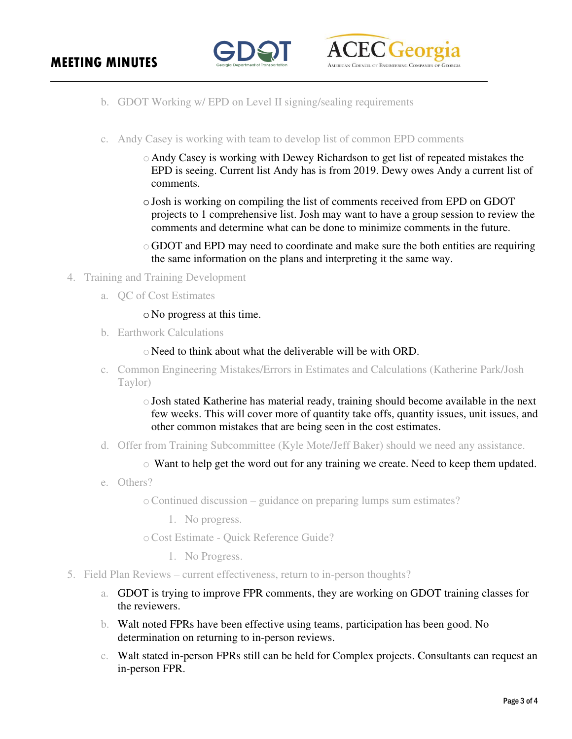b. GDOT Working w/ EPD on Level II signing/sealing requirements

c. Andy Casey is working with team to develop list of common EPD comments

- Andy Casey is working with Dewey Richardson to get list of repeated mistakes the EPD is seeing. Current list Andy has is from 2019. Dewy owes Andy a current list of comments.
- Josh is working on compiling the list of comments received from EPD on GDOT projects to 1 comprehensive list. Josh may want to have a group session to review the comments and determine what can be done to minimize comments in the future.
- GDOT and EPD may need to coordinate and make sure the both entities are requiring the same information on the plans and interpreting it the same way.

4. Training and Training Development

   a. QC of Cost Estimates

      - No progress at this time.

   b. Earthwork Calculations

      - Need to think about what the deliverable will be with ORD.

   c. Common Engineering Mistakes/Errors in Estimates and Calculations (Katherine Park/Josh Taylor)

      - Josh stated Katherine has material ready, training should become available in the next few weeks. This will cover more of quantity take offs, quantity issues, unit issues, and other common mistakes that are being seen in the cost estimates.

   d. Offer from Training Subcommittee (Kyle Mote/Jeff Baker) should we need any assistance.

      - Want to help get the word out for any training we create. Need to keep them updated.

   e. Others?

      - Continued discussion – guidance on preparing lumps sum estimates?
        1. No progress.
      - Cost Estimate - Quick Reference Guide?
        1. No Progress.

5. Field Plan Reviews – current effectiveness, return to in-person thoughts?

   a. GDOT is trying to improve FPR comments, they are working on GDOT training classes for the reviewers.

   b. Walt noted FPRs have been effective using teams, participation has been good. No determination on returning to in-person reviews.

   c. Walt stated in-person FPRs still can be held for Complex projects. Consultants can request an in-person FPR.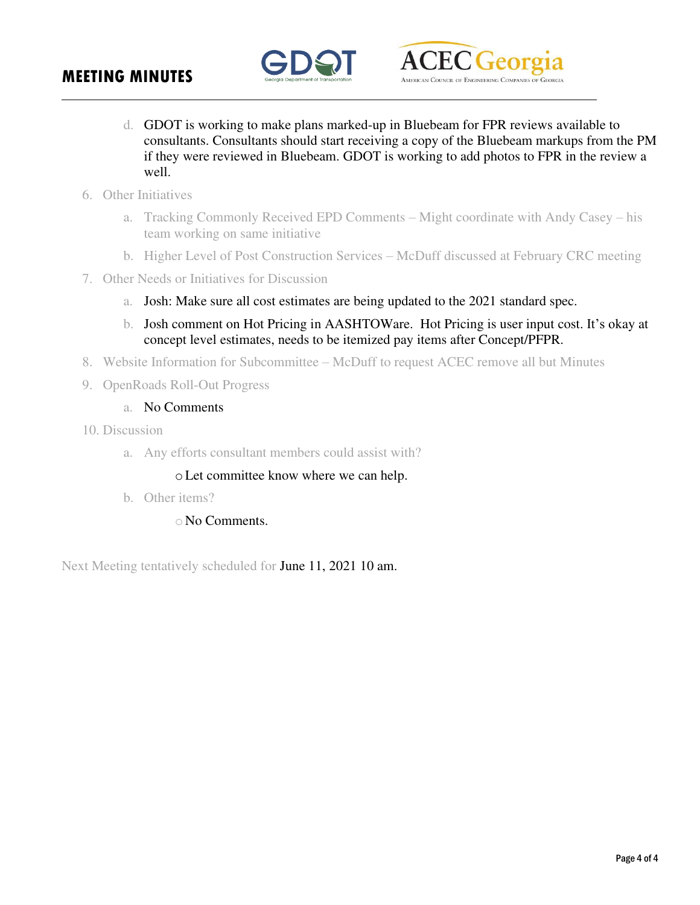d. GDOT is working to make plans marked-up in Bluebeam for FPR reviews available to consultants. Consultants should start receiving a copy of the Bluebeam markups from the PM if they were reviewed in Bluebeam. GDOT is working to add photos to FPR in the review a well.

6. Other Initiatives
   a. Tracking Commonly Received EPD Comments – Might coordinate with Andy Casey – his team working on same initiative
   b. Higher Level of Post Construction Services – McDuff discussed at February CRC meeting
7. Other Needs or Initiatives for Discussion
   a. Josh: Make sure all cost estimates are being updated to the 2021 standard spec.
   b. Josh comment on Hot Pricing in AASHTOWare. Hot Pricing is user input cost. It's okay at concept level estimates, needs to be itemized pay items after Concept/PFPR.
8. Website Information for Subcommittee – McDuff to request ACEC remove all but Minutes
9. OpenRoads Roll-Out Progress
   a. No Comments
10. Discussion
    a. Any efforts consultant members could assist with?
       - Let committee know where we can help.
    b. Other items?
       - No Comments.

Next Meeting tentatively scheduled for June 11, 2021 10 am.